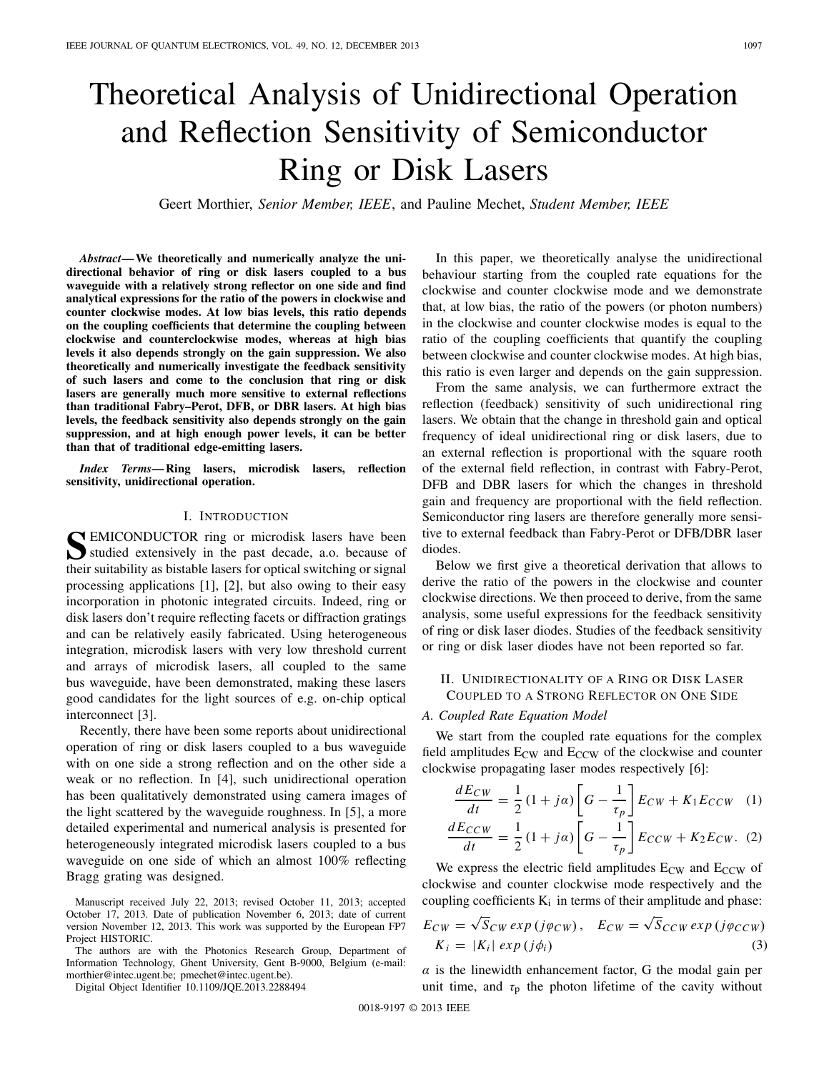# Theoretical Analysis of Unidirectional Operation and Reflection Sensitivity of Semiconductor Ring or Disk Lasers

Geert Morthier, *Senior Member, IEEE*, and Pauline Mechet, *Student Member, IEEE*

***Abstract*— We theoretically and numerically analyze the unidirectional behavior of ring or disk lasers coupled to a bus waveguide with a relatively strong reflector on one side and find analytical expressions for the ratio of the powers in clockwise and counter clockwise modes. At low bias levels, this ratio depends on the coupling coefficients that determine the coupling between clockwise and counterclockwise modes, whereas at high bias levels it also depends strongly on the gain suppression. We also theoretically and numerically investigate the feedback sensitivity of such lasers and come to the conclusion that ring or disk lasers are generally much more sensitive to external reflections than traditional Fabry–Perot, DFB, or DBR lasers. At high bias levels, the feedback sensitivity also depends strongly on the gain suppression, and at high enough power levels, it can be better than that of traditional edge-emitting lasers.**

***Index Terms*— Ring lasers, microdisk lasers, reflection sensitivity, unidirectional operation.**

## I. Introduction

Semiconductor ring or microdisk lasers have been studied extensively in the past decade, a.o. because of their suitability as bistable lasers for optical switching or signal processing applications [1], [2], but also owing to their easy incorporation in photonic integrated circuits. Indeed, ring or disk lasers don't require reflecting facets or diffraction gratings and can be relatively easily fabricated. Using heterogeneous integration, microdisk lasers with very low threshold current and arrays of microdisk lasers, all coupled to the same bus waveguide, have been demonstrated, making these lasers good candidates for the light sources of e.g. on-chip optical interconnect [3].

Recently, there have been some reports about unidirectional operation of ring or disk lasers coupled to a bus waveguide with on one side a strong reflection and on the other side a weak or no reflection. In [4], such unidirectional operation has been qualitatively demonstrated using camera images of the light scattered by the waveguide roughness. In [5], a more detailed experimental and numerical analysis is presented for heterogeneously integrated microdisk lasers coupled to a bus waveguide on one side of which an almost 100% reflecting Bragg grating was designed.

Manuscript received July 22, 2013; revised October 11, 2013; accepted October 17, 2013. Date of publication November 6, 2013; date of current version November 12, 2013. This work was supported by the European FP7 Project HISTORIC.

The authors are with the Photonics Research Group, Department of Information Technology, Ghent University, Gent B-9000, Belgium (e-mail: morthier@intec.ugent.be; pmechet@intec.ugent.be).

Digital Object Identifier 10.1109/JQE.2013.2288494

In this paper, we theoretically analyse the unidirectional behaviour starting from the coupled rate equations for the clockwise and counter clockwise mode and we demonstrate that, at low bias, the ratio of the powers (or photon numbers) in the clockwise and counter clockwise modes is equal to the ratio of the coupling coefficients that quantify the coupling between clockwise and counter clockwise modes. At high bias, this ratio is even larger and depends on the gain suppression.

From the same analysis, we can furthermore extract the reflection (feedback) sensitivity of such unidirectional ring lasers. We obtain that the change in threshold gain and optical frequency of ideal unidirectional ring or disk lasers, due to an external reflection is proportional with the square rooth of the external field reflection, in contrast with Fabry-Perot, DFB and DBR lasers for which the changes in threshold gain and frequency are proportional with the field reflection. Semiconductor ring lasers are therefore generally more sensitive to external feedback than Fabry-Perot or DFB/DBR laser diodes.

Below we first give a theoretical derivation that allows to derive the ratio of the powers in the clockwise and counter clockwise directions. We then proceed to derive, from the same analysis, some useful expressions for the feedback sensitivity of ring or disk laser diodes. Studies of the feedback sensitivity or ring or disk laser diodes have not been reported so far.

## II. Unidirectionality of a Ring or Disk Laser Coupled to a Strong Reflector on One Side

### A. Coupled Rate Equation Model

We start from the coupled rate equations for the complex field amplitudes $E_{CW}$ and $E_{CCW}$ of the clockwise and counter clockwise propagating laser modes respectively [6]:

$$\frac{dE_{CW}}{dt} = \frac{1}{2}(1+j\alpha)\left[G - \frac{1}{\tau_p}\right]E_{CW} + K_1 E_{CCW} \quad (1)$$

$$\frac{dE_{CCW}}{dt} = \frac{1}{2}(1+j\alpha)\left[G - \frac{1}{\tau_p}\right]E_{CCW} + K_2 E_{CW}. \quad (2)$$

We express the electric field amplitudes $E_{CW}$ and $E_{CCW}$ of clockwise and counter clockwise mode respectively and the coupling coefficients $K_i$ in terms of their amplitude and phase:

$$E_{CW} = \sqrt{S_{CW}}\,exp\,(j\varphi_{CW}), \quad E_{CW} = \sqrt{S_{CCW}}\,exp\,(j\varphi_{CCW})$$
$$K_i = |K_i|\,exp\,(j\phi_i) \quad (3)$$

$\alpha$ is the linewidth enhancement factor, G the modal gain per unit time, and $\tau_p$ the photon lifetime of the cavity without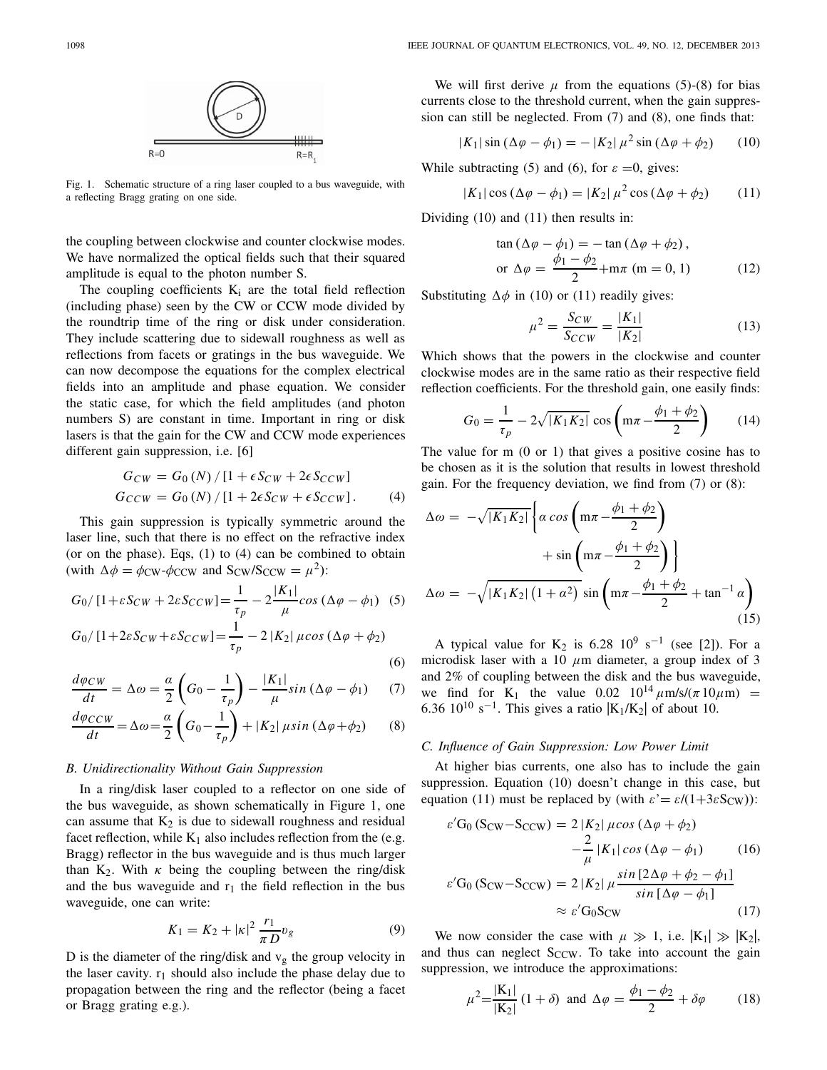Fig. 1. Schematic structure of a ring laser coupled to a bus waveguide, with a reflecting Bragg grating on one side.

the coupling between clockwise and counter clockwise modes. We have normalized the optical fields such that their squared amplitude is equal to the photon number S.

The coupling coefficients $K_i$ are the total field reflection (including phase) seen by the CW or CCW mode divided by the roundtrip time of the ring or disk under consideration. They include scattering due to sidewall roughness as well as reflections from facets or gratings in the bus waveguide. We can now decompose the equations for the complex electrical fields into an amplitude and phase equation. We consider the static case, for which the field amplitudes (and photon numbers S) are constant in time. Important in ring or disk lasers is that the gain for the CW and CCW mode experiences different gain suppression, i.e. [6]

$$G_{CW} = G_0(N)/[1+\epsilon S_{CW} + 2\epsilon S_{CCW}]$$
$$G_{CCW} = G_0(N)/[1+2\epsilon S_{CW} + \epsilon S_{CCW}]. \quad (4)$$

This gain suppression is typically symmetric around the laser line, such that there is no effect on the refractive index (or on the phase). Eqs, (1) to (4) can be combined to obtain (with $\Delta\phi = \phi_{CW}$-$\phi_{CCW}$ and $S_{CW}/S_{CCW} = \mu^2$):

$$G_0/[1+\varepsilon S_{CW} + 2\varepsilon S_{CCW}] = \frac{1}{\tau_p} - 2\frac{|K_1|}{\mu} cos(\Delta\varphi - \phi_1) \quad (5)$$

$$G_0/[1+2\varepsilon S_{CW} + \varepsilon S_{CCW}] = \frac{1}{\tau_p} - 2|K_2|\mu cos(\Delta\varphi + \phi_2) \quad (6)$$

$$\frac{d\varphi_{CW}}{dt} = \Delta\omega = \frac{\alpha}{2}\left(G_0 - \frac{1}{\tau_p}\right) - \frac{|K_1|}{\mu} sin(\Delta\varphi - \phi_1) \quad (7)$$

$$\frac{d\varphi_{CCW}}{dt} = \Delta\omega = \frac{\alpha}{2}\left(G_0 - \frac{1}{\tau_p}\right) + |K_2|\mu sin(\Delta\varphi + \phi_2) \quad (8)$$

### B. Unidirectionality Without Gain Suppression

In a ring/disk laser coupled to a reflector on one side of the bus waveguide, as shown schematically in Figure 1, one can assume that $K_2$ is due to sidewall roughness and residual facet reflection, while $K_1$ also includes reflection from the (e.g. Bragg) reflector in the bus waveguide and is thus much larger than $K_2$. With $\kappa$ being the coupling between the ring/disk and the bus waveguide and $r_1$ the field reflection in the bus waveguide, one can write:

$$K_1 = K_2 + |\kappa|^2 \frac{r_1}{\pi D} v_g \quad (9)$$

D is the diameter of the ring/disk and $v_g$ the group velocity in the laser cavity. $r_1$ should also include the phase delay due to propagation between the ring and the reflector (being a facet or Bragg grating e.g.).

We will first derive $\mu$ from the equations (5)-(8) for bias currents close to the threshold current, when the gain suppression can still be neglected. From (7) and (8), one finds that:

$$|K_1|\sin(\Delta\varphi - \phi_1) = -|K_2|\mu^2 \sin(\Delta\varphi + \phi_2) \quad (10)$$

While subtracting (5) and (6), for $\varepsilon = 0$, gives:

$$|K_1|\cos(\Delta\varphi - \phi_1) = |K_2|\mu^2 \cos(\Delta\varphi + \phi_2) \quad (11)$$

Dividing (10) and (11) then results in:

$$\tan(\Delta\varphi - \phi_1) = -\tan(\Delta\varphi + \phi_2),$$
$$\text{or } \Delta\varphi = \frac{\phi_1 - \phi_2}{2} + m\pi \ (m = 0, 1) \quad (12)$$

Substituting $\Delta\phi$ in (10) or (11) readily gives:

$$\mu^2 = \frac{S_{CW}}{S_{CCW}} = \frac{|K_1|}{|K_2|} \quad (13)$$

Which shows that the powers in the clockwise and counter clockwise modes are in the same ratio as their respective field reflection coefficients. For the threshold gain, one easily finds:

$$G_0 = \frac{1}{\tau_p} - 2\sqrt{|K_1 K_2|}\cos\left(m\pi - \frac{\phi_1 + \phi_2}{2}\right) \quad (14)$$

The value for m (0 or 1) that gives a positive cosine has to be chosen as it is the solution that results in lowest threshold gain. For the frequency deviation, we find from (7) or (8):

$$\Delta\omega = -\sqrt{|K_1 K_2|}\left\{\alpha\, cos\left(m\pi - \frac{\phi_1 + \phi_2}{2}\right) + \sin\left(m\pi - \frac{\phi_1 + \phi_2}{2}\right)\right\}$$
$$\Delta\omega = -\sqrt{|K_1 K_2|(1+\alpha^2)}\sin\left(m\pi - \frac{\phi_1 + \phi_2}{2} + \tan^{-1}\alpha\right) \quad (15)$$

A typical value for $K_2$ is 6.28 $10^9$ $s^{-1}$ (see [2]). For a microdisk laser with a 10 $\mu$m diameter, a group index of 3 and 2% of coupling between the disk and the bus waveguide, we find for $K_1$ the value 0.02 $10^{14}\,\mu$m/s/($\pi$ 10$\mu$m) = 6.36 $10^{10}$ $s^{-1}$. This gives a ratio $|K_1/K_2|$ of about 10.

### C. Influence of Gain Suppression: Low Power Limit

At higher bias currents, one also has to include the gain suppression. Equation (10) doesn't change in this case, but equation (11) must be replaced by (with $\varepsilon' = \varepsilon/(1+3\varepsilon S_{CW})$):

$$\varepsilon' G_0(S_{CW} - S_{CCW}) = 2|K_2|\mu cos(\Delta\varphi + \phi_2) - \frac{2}{\mu}|K_1| cos(\Delta\varphi - \phi_1) \quad (16)$$

$$\varepsilon' G_0(S_{CW} - S_{CCW}) = 2|K_2|\mu \frac{sin[2\Delta\varphi + \phi_2 - \phi_1]}{sin[\Delta\varphi - \phi_1]} \approx \varepsilon' G_0 S_{CW} \quad (17)$$

We now consider the case with $\mu \gg 1$, i.e. $|K_1| \gg |K_2|$, and thus can neglect $S_{CCW}$. To take into account the gain suppression, we introduce the approximations:

$$\mu^2 = \frac{|K_1|}{|K_2|}(1+\delta) \text{ and } \Delta\varphi = \frac{\phi_1 - \phi_2}{2} + \delta\varphi \quad (18)$$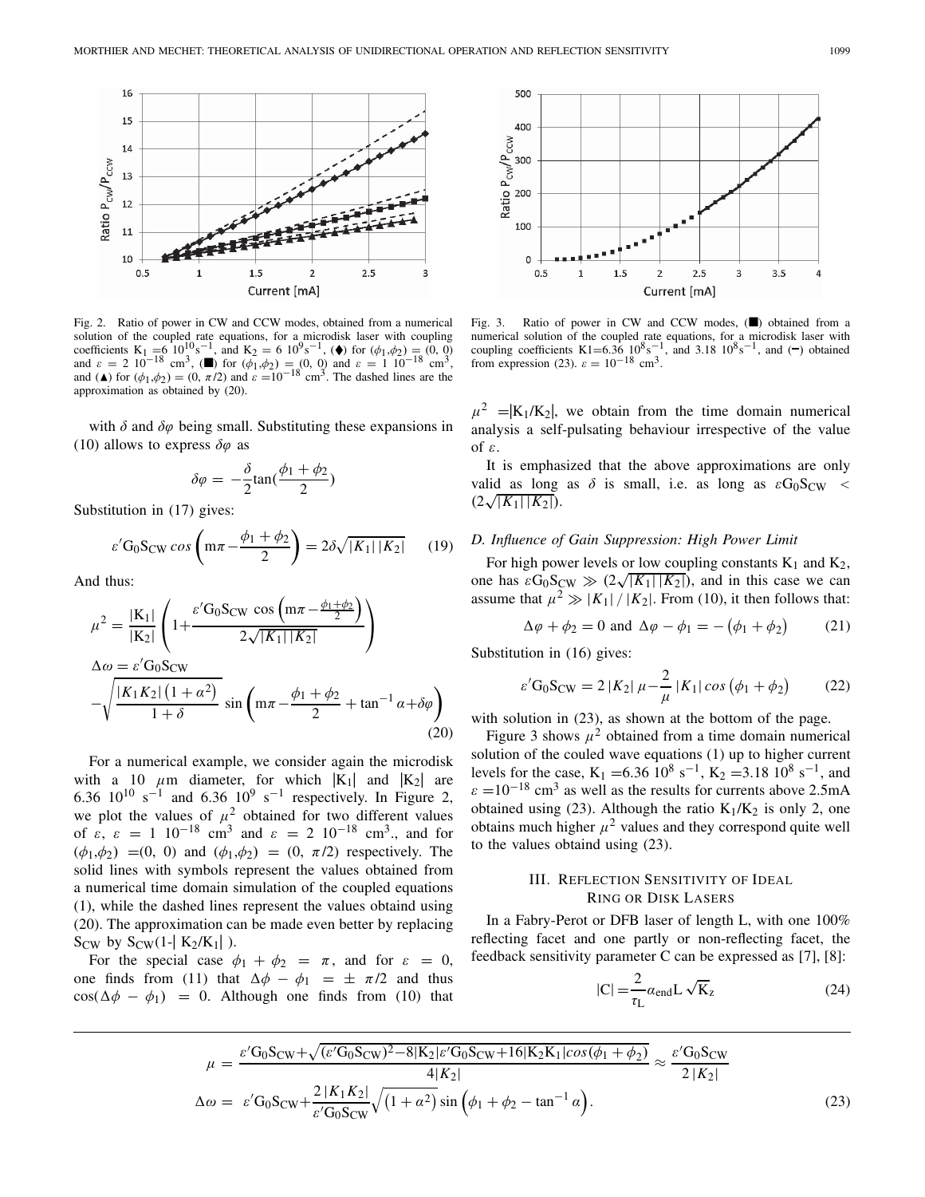Fig. 2. Ratio of power in CW and CCW modes, obtained from a numerical solution of the coupled rate equations, for a microdisk laser with coupling coefficients $K_1 = 6\ 10^{10}\mathrm{s}^{-1}$, and $K_2 = 6\ 10^{9}\mathrm{s}^{-1}$, (♦) for $(\phi_1,\phi_2) = (0, 0)$ and $\varepsilon = 2\ 10^{-18}$ cm$^3$, (■) for $(\phi_1,\phi_2) = (0, 0)$ and $\varepsilon = 1\ 10^{-18}$ cm$^3$, and (▲) for $(\phi_1,\phi_2) = (0, \pi/2)$ and $\varepsilon = 10^{-18}$ cm$^3$. The dashed lines are the approximation as obtained by (20).

with $\delta$ and $\delta\varphi$ being small. Substituting these expansions in (10) allows to express $\delta\varphi$ as

$$\delta\varphi = -\frac{\delta}{2}\tan\left(\frac{\phi_1+\phi_2}{2}\right)$$

Substitution in (17) gives:

$$\varepsilon' G_0 S_{CW} \cos\left(m\pi - \frac{\phi_1+\phi_2}{2}\right) = 2\delta\sqrt{|K_1||K_2|} \qquad (19)$$

And thus:

$$\begin{aligned}
\mu^2 &= \frac{|K_1|}{|K_2|}\left(1 + \frac{\varepsilon' G_0 S_{CW}\cos\left(m\pi - \frac{\phi_1+\phi_2}{2}\right)}{2\sqrt{|K_1||K_2|}}\right)\\
\Delta\omega &= \varepsilon' G_0 S_{CW}\\
&\quad -\sqrt{\frac{|K_1K_2|\left(1+\alpha^2\right)}{1+\delta}}\,\sin\left(m\pi - \frac{\phi_1+\phi_2}{2} + \tan^{-1}\alpha + \delta\varphi\right)
\end{aligned} \qquad (20)$$

For a numerical example, we consider again the microdisk with a 10 $\mu$m diameter, for which $|K_1|$ and $|K_2|$ are $6.36\ 10^{10}$ s$^{-1}$ and $6.36\ 10^{9}$ s$^{-1}$ respectively. In Figure 2, we plot the values of $\mu^2$ obtained for two different values of $\varepsilon$, $\varepsilon = 1\ 10^{-18}$ cm$^3$ and $\varepsilon = 2\ 10^{-18}$ cm$^3$., and for $(\phi_1,\phi_2) = (0, 0)$ and $(\phi_1,\phi_2) = (0, \pi/2)$ respectively. The solid lines with symbols represent the values obtained from a numerical time domain simulation of the coupled equations (1), while the dashed lines represent the values obtaind using (20). The approximation can be made even better by replacing $S_{CW}$ by $S_{CW}(1-|K_2/K_1|)$.

For the special case $\phi_1 + \phi_2 = \pi$, and for $\varepsilon = 0$, one finds from (11) that $\Delta\phi - \phi_1 = \pm\pi/2$ and thus $\cos(\Delta\phi - \phi_1) = 0$. Although one finds from (10) that $\mu^2 = |K_1/K_2|$, we obtain from the time domain numerical analysis a self-pulsating behaviour irrespective of the value of $\varepsilon$.

It is emphasized that the above approximations are only valid as long as $\delta$ is small, i.e. as long as $\varepsilon G_0 S_{CW} < (2\sqrt{|K_1||K_2|})$.

### D. Influence of Gain Suppression: High Power Limit

For high power levels or low coupling constants $K_1$ and $K_2$, one has $\varepsilon G_0 S_{CW} \gg (2\sqrt{|K_1||K_2|})$, and in this case we can assume that $\mu^2 \gg |K_1|/|K_2|$. From (10), it then follows that:

$$\Delta\varphi + \phi_2 = 0 \text{ and } \Delta\varphi - \phi_1 = -\left(\phi_1+\phi_2\right) \qquad (21)$$

Substitution in (16) gives:

$$\varepsilon' G_0 S_{CW} = 2|K_2|\,\mu - \frac{2}{\mu}|K_1|\cos\left(\phi_1+\phi_2\right) \qquad (22)$$

with solution in (23), as shown at the bottom of the page.

Fig. 3. Ratio of power in CW and CCW modes, (■) obtained from a numerical solution of the coupled rate equations, for a microdisk laser with coupling coefficients $K1 = 6.36\ 10^{8}\mathrm{s}^{-1}$, and $3.18\ 10^{8}\mathrm{s}^{-1}$, and (−) obtained from expression (23). $\varepsilon = 10^{-18}$ cm$^3$.

Figure 3 shows $\mu^2$ obtained from a time domain numerical solution of the couled wave equations (1) up to higher current levels for the case, $K_1 = 6.36\ 10^{8}$ s$^{-1}$, $K_2 = 3.18\ 10^{8}$ s$^{-1}$, and $\varepsilon = 10^{-18}$ cm$^3$ as well as the results for currents above 2.5mA obtained using (23). Although the ratio $K_1/K_2$ is only 2, one obtains much higher $\mu^2$ values and they correspond quite well to the values obtaind using (23).

## III. Reflection Sensitivity of Ideal Ring or Disk Lasers

In a Fabry-Perot or DFB laser of length L, with one 100% reflecting facet and one partly or non-reflecting facet, the feedback sensitivity parameter C can be expressed as [7], [8]:

$$|C| = \frac{2}{\tau_L}\alpha_{end} L\sqrt{K_z} \qquad (24)$$

$$\begin{aligned}
\mu &= \frac{\varepsilon' G_0 S_{CW} + \sqrt{(\varepsilon' G_0 S_{CW})^2 - 8|K_2|\varepsilon' G_0 S_{CW} + 16|K_2K_1|\cos(\phi_1+\phi_2)}}{4|K_2|} \approx \frac{\varepsilon' G_0 S_{CW}}{2|K_2|}\\
\Delta\omega &= \varepsilon' G_0 S_{CW} + \frac{2|K_1K_2|}{\varepsilon' G_0 S_{CW}}\sqrt{\left(1+\alpha^2\right)}\sin\left(\phi_1+\phi_2 - \tan^{-1}\alpha\right).
\end{aligned} \qquad (23)$$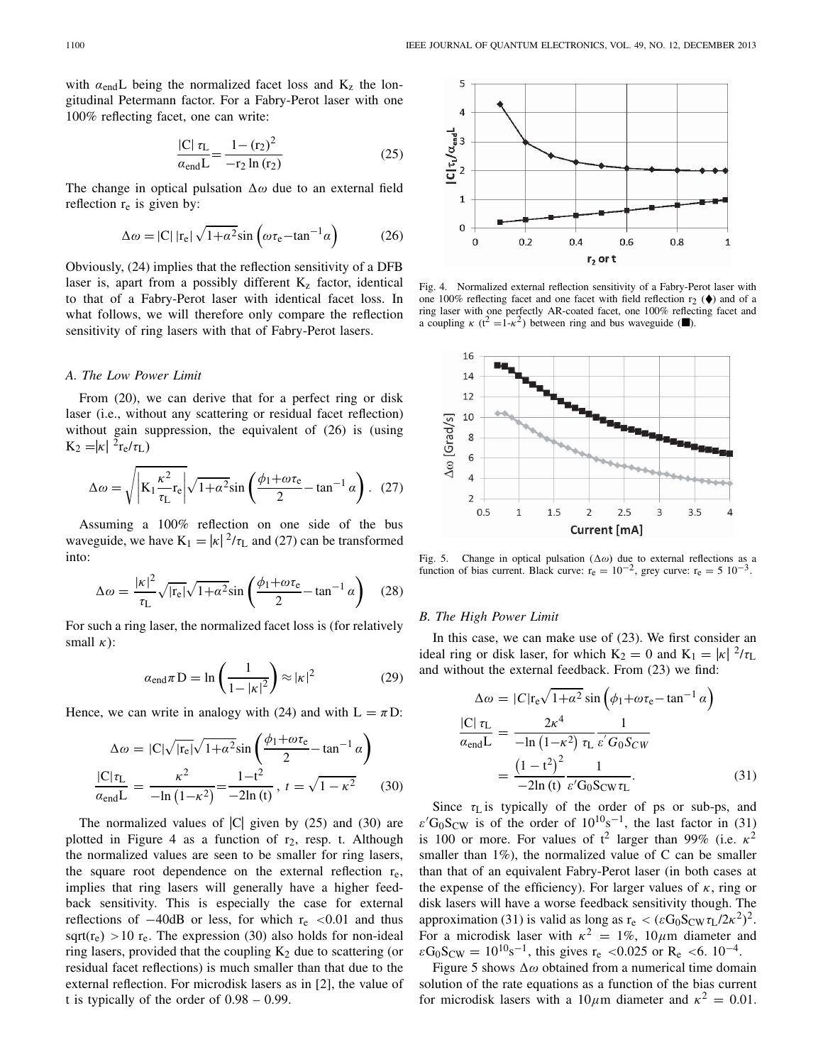with $\alpha_{\rm end}L$ being the normalized facet loss and $K_z$ the longitudinal Petermann factor. For a Fabry-Perot laser with one 100% reflecting facet, one can write:

$$\frac{|C|\,\tau_L}{\alpha_{\rm end}L} = \frac{1-(r_2)^2}{-r_2\ln(r_2)} \tag{25}$$

The change in optical pulsation $\Delta\omega$ due to an external field reflection $r_e$ is given by:

$$\Delta\omega = |C|\,|r_e|\sqrt{1+\alpha^2}\sin\left(\omega\tau_e - \tan^{-1}\alpha\right) \tag{26}$$

Obviously, (24) implies that the reflection sensitivity of a DFB laser is, apart from a possibly different $K_z$ factor, identical to that of a Fabry-Perot laser with identical facet loss. In what follows, we will therefore only compare the reflection sensitivity of ring lasers with that of Fabry-Perot lasers.

### A. The Low Power Limit

From (20), we can derive that for a perfect ring or disk laser (i.e., without any scattering or residual facet reflection) without gain suppression, the equivalent of (26) is (using $K_2 = |\kappa|^2 r_e/\tau_L$)

$$\Delta\omega = \sqrt{\left|K_1\frac{\kappa^2}{\tau_L}r_e\right|}\sqrt{1+\alpha^2}\sin\left(\frac{\phi_1+\omega\tau_e}{2} - \tan^{-1}\alpha\right). \tag{27}$$

Assuming a 100% reflection on one side of the bus waveguide, we have $K_1 = |\kappa|^2/\tau_L$ and (27) can be transformed into:

$$\Delta\omega = \frac{|\kappa|^2}{\tau_L}\sqrt{|r_e|}\sqrt{1+\alpha^2}\sin\left(\frac{\phi_1+\omega\tau_e}{2} - \tan^{-1}\alpha\right) \tag{28}$$

For such a ring laser, the normalized facet loss is (for relatively small $\kappa$):

$$\alpha_{\rm end}\pi D = \ln\left(\frac{1}{1-|\kappa|^2}\right) \approx |\kappa|^2 \tag{29}$$

Hence, we can write in analogy with (24) and with $L = \pi D$:

$$\Delta\omega = |C|\sqrt{|r_e|}\sqrt{1+\alpha^2}\sin\left(\frac{\phi_1+\omega\tau_e}{2} - \tan^{-1}\alpha\right)$$
$$\frac{|C|\tau_L}{\alpha_{\rm end}L} = \frac{\kappa^2}{-\ln\left(1-\kappa^2\right)} = \frac{1-t^2}{-2\ln(t)}\,,\ t=\sqrt{1-\kappa^2} \tag{30}$$

The normalized values of $|C|$ given by (25) and (30) are plotted in Figure 4 as a function of $r_2$, resp. t. Although the normalized values are seen to be smaller for ring lasers, the square root dependence on the external reflection $r_e$, implies that ring lasers will generally have a higher feedback sensitivity. This is especially the case for external reflections of −40dB or less, for which $r_e$ <0.01 and thus sqrt($r_e$) >10 $r_e$. The expression (30) also holds for non-ideal ring lasers, provided that the coupling $K_2$ due to scattering (or residual facet reflections) is much smaller than that due to the external reflection. For microdisk lasers as in [2], the value of t is typically of the order of 0.98 – 0.99.

Fig. 4. Normalized external reflection sensitivity of a Fabry-Perot laser with one 100% reflecting facet and one facet with field reflection $r_2$ (♦) and of a ring laser with one perfectly AR-coated facet, one 100% reflecting facet and a coupling $\kappa$ ($t^2 = 1-\kappa^2$) between ring and bus waveguide (■).

Fig. 5. Change in optical pulsation ($\Delta\omega$) due to external reflections as a function of bias current. Black curve: $r_e = 10^{-2}$, grey curve: $r_e = 5\ 10^{-3}$.

### B. The High Power Limit

In this case, we can make use of (23). We first consider an ideal ring or disk laser, for which $K_2 = 0$ and $K_1 = |\kappa|^2/\tau_L$ and without the external feedback. From (23) we find:

$$\Delta\omega = |C| r_e\sqrt{1+\alpha^2}\sin\left(\phi_1+\omega\tau_e - \tan^{-1}\alpha\right)$$
$$\frac{|C|\,\tau_L}{\alpha_{\rm end}L} = \frac{2\kappa^4}{-\ln\left(1-\kappa^2\right)\,\tau_L}\frac{1}{\varepsilon' G_0 S_{CW}}$$
$$= \frac{\left(1-t^2\right)^2}{-2\ln(t)}\frac{1}{\varepsilon' G_0 S_{CW}\tau_L}. \tag{31}$$

Since $\tau_L$ is typically of the order of ps or sub-ps, and $\varepsilon' G_0 S_{CW}$ is of the order of $10^{10}\text{s}^{-1}$, the last factor in (31) is 100 or more. For values of $t^2$ larger than 99% (i.e. $\kappa^2$ smaller than 1%), the normalized value of C can be smaller than that of an equivalent Fabry-Perot laser (in both cases at the expense of the efficiency). For larger values of $\kappa$, ring or disk lasers will have a worse feedback sensitivity though. The approximation (31) is valid as long as $r_e < (\varepsilon G_0 S_{CW}\tau_L/2\kappa^2)^2$. For a microdisk laser with $\kappa^2 = 1\%$, 10$\mu$m diameter and $\varepsilon G_0 S_{CW} = 10^{10}\text{s}^{-1}$, this gives $r_e$ <0.025 or $R_e$ <6. $10^{-4}$.

Figure 5 shows $\Delta\omega$ obtained from a numerical time domain solution of the rate equations as a function of the bias current for microdisk lasers with a 10$\mu$m diameter and $\kappa^2 = 0.01$.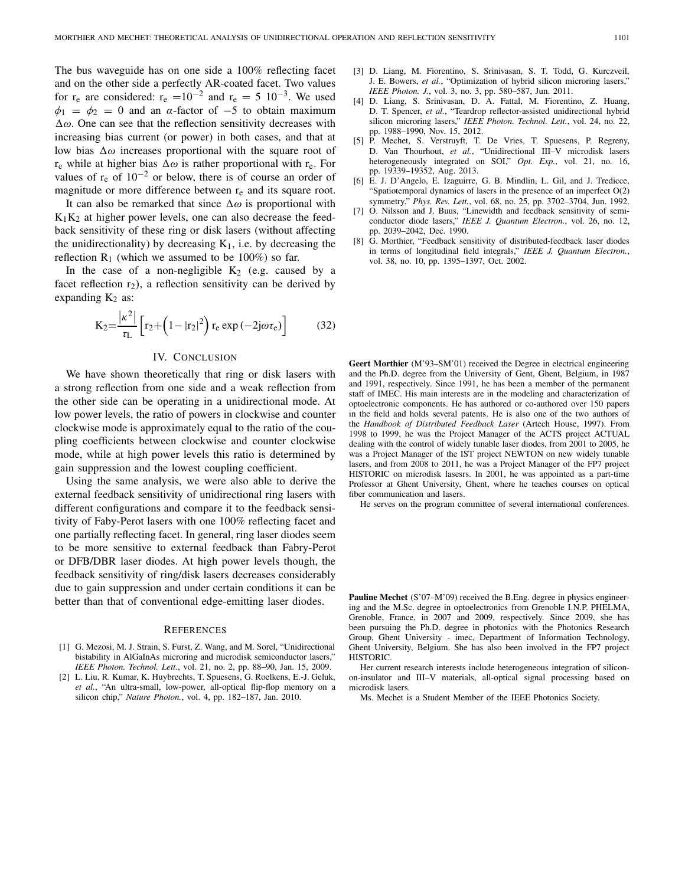The bus waveguide has on one side a 100% reflecting facet and on the other side a perfectly AR-coated facet. Two values for $r_e$ are considered: $r_e = 10^{-2}$ and $r_e = 5\ 10^{-3}$. We used $\phi_1 = \phi_2 = 0$ and an $\alpha$-factor of $-5$ to obtain maximum $\Delta\omega$. One can see that the reflection sensitivity decreases with increasing bias current (or power) in both cases, and that at low bias $\Delta\omega$ increases proportional with the square root of $r_e$ while at higher bias $\Delta\omega$ is rather proportional with $r_e$. For values of $r_e$ of $10^{-2}$ or below, there is of course an order of magnitude or more difference between $r_e$ and its square root.

It can also be remarked that since $\Delta\omega$ is proportional with $K_1K_2$ at higher power levels, one can also decrease the feedback sensitivity of these ring or disk lasers (without affecting the unidirectionality) by decreasing $K_1$, i.e. by decreasing the reflection $R_1$ (which we assumed to be 100%) so far.

In the case of a non-negligible $K_2$ (e.g. caused by a facet reflection $r_2$), a reflection sensitivity can be derived by expanding $K_2$ as:

$$K_2 = \frac{|\kappa^2|}{\tau_L}\left[r_2 + \left(1 - |r_2|^2\right) r_e \exp\left(-2j\omega\tau_e\right)\right] \tag{32}$$

## IV. Conclusion

We have shown theoretically that ring or disk lasers with a strong reflection from one side and a weak reflection from the other side can be operating in a unidirectional mode. At low power levels, the ratio of powers in clockwise and counter clockwise mode is approximately equal to the ratio of the coupling coefficients between clockwise and counter clockwise mode, while at high power levels this ratio is determined by gain suppression and the lowest coupling coefficient.

Using the same analysis, we were also able to derive the external feedback sensitivity of unidirectional ring lasers with different configurations and compare it to the feedback sensitivity of Faby-Perot lasers with one 100% reflecting facet and one partially reflecting facet. In general, ring laser diodes seem to be more sensitive to external feedback than Fabry-Perot or DFB/DBR laser diodes. At high power levels though, the feedback sensitivity of ring/disk lasers decreases considerably due to gain suppression and under certain conditions it can be better than that of conventional edge-emitting laser diodes.

## References

[1] G. Mezosi, M. J. Strain, S. Furst, Z. Wang, and M. Sorel, "Unidirectional bistability in AlGaInAs microring and microdisk semiconductor lasers," *IEEE Photon. Technol. Lett.*, vol. 21, no. 2, pp. 88–90, Jan. 15, 2009.

[2] L. Liu, R. Kumar, K. Huybrechts, T. Spuesens, G. Roelkens, E.-J. Geluk, *et al.*, "An ultra-small, low-power, all-optical flip-flop memory on a silicon chip," *Nature Photon.*, vol. 4, pp. 182–187, Jan. 2010.

[3] D. Liang, M. Fiorentino, S. Srinivasan, S. T. Todd, G. Kurczveil, J. E. Bowers, *et al.*, "Optimization of hybrid silicon microring lasers," *IEEE Photon. J.*, vol. 3, no. 3, pp. 580–587, Jun. 2011.

[4] D. Liang, S. Srinivasan, D. A. Fattal, M. Fiorentino, Z. Huang, D. T. Spencer, *et al.*, "Teardrop reflector-assisted unidirectional hybrid silicon microring lasers," *IEEE Photon. Technol. Lett.*, vol. 24, no. 22, pp. 1988–1990, Nov. 15, 2012.

[5] P. Mechet, S. Verstruyft, T. De Vries, T. Spuesens, P. Regreny, D. Van Thourhout, *et al.*, "Unidirectional III–V microdisk lasers heterogeneously integrated on SOI," *Opt. Exp.*, vol. 21, no. 16, pp. 19339–19352, Aug. 2013.

[6] E. J. D'Angelo, E. Izaguirre, G. B. Mindlin, L. Gil, and J. Tredicce, "Spatiotemporal dynamics of lasers in the presence of an imperfect O(2) symmetry," *Phys. Rev. Lett.*, vol. 68, no. 25, pp. 3702–3704, Jun. 1992.

[7] O. Nilsson and J. Buus, "Linewidth and feedback sensitivity of semiconductor diode lasers," *IEEE J. Quantum Electron.*, vol. 26, no. 12, pp. 2039–2042, Dec. 1990.

[8] G. Morthier, "Feedback sensitivity of distributed-feedback laser diodes in terms of longitudinal field integrals," *IEEE J. Quantum Electron.*, vol. 38, no. 10, pp. 1395–1397, Oct. 2002.

**Geert Morthier** (M'93–SM'01) received the Degree in electrical engineering and the Ph.D. degree from the University of Gent, Ghent, Belgium, in 1987 and 1991, respectively. Since 1991, he has been a member of the permanent staff of IMEC. His main interests are in the modeling and characterization of optoelectronic components. He has authored or co-authored over 150 papers in the field and holds several patents. He is also one of the two authors of the *Handbook of Distributed Feedback Laser* (Artech House, 1997). From 1998 to 1999, he was the Project Manager of the ACTS project ACTUAL dealing with the control of widely tunable laser diodes, from 2001 to 2005, he was a Project Manager of the IST project NEWTON on new widely tunable lasers, and from 2008 to 2011, he was a Project Manager of the FP7 project HISTORIC on microdisk lasesrs. In 2001, he was appointed as a part-time Professor at Ghent University, Ghent, where he teaches courses on optical fiber communication and lasers.

He serves on the program committee of several international conferences.

**Pauline Mechet** (S'07–M'09) received the B.Eng. degree in physics engineering and the M.Sc. degree in optoelectronics from Grenoble I.N.P. PHELMA, Grenoble, France, in 2007 and 2009, respectively. Since 2009, she has been pursuing the Ph.D. degree in photonics with the Photonics Research Group, Ghent University - imec, Department of Information Technology, Ghent University, Belgium. She has also been involved in the FP7 project HISTORIC.

Her current research interests include heterogeneous integration of silicon-on-insulator and III–V materials, all-optical signal processing based on microdisk lasers.

Ms. Mechet is a Student Member of the IEEE Photonics Society.